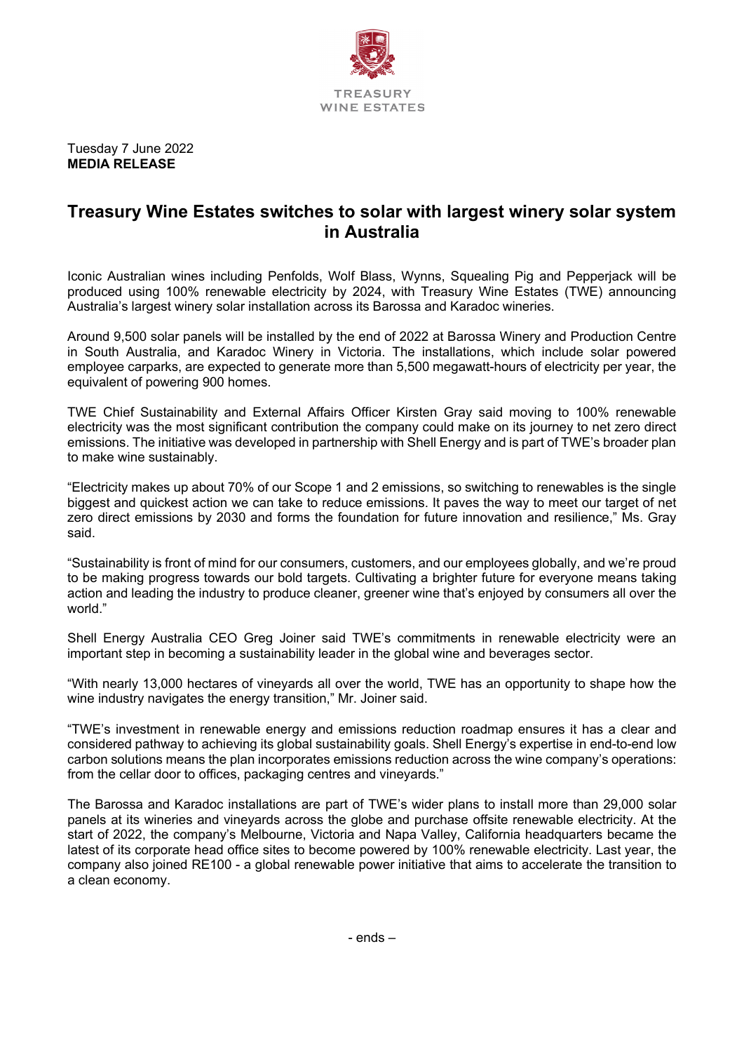TREASURY
WINE ESTATES

Tuesday 7 June 2022
**MEDIA RELEASE**

# Treasury Wine Estates switches to solar with largest winery solar system in Australia

Iconic Australian wines including Penfolds, Wolf Blass, Wynns, Squealing Pig and Pepperjack will be produced using 100% renewable electricity by 2024, with Treasury Wine Estates (TWE) announcing Australia's largest winery solar installation across its Barossa and Karadoc wineries.

Around 9,500 solar panels will be installed by the end of 2022 at Barossa Winery and Production Centre in South Australia, and Karadoc Winery in Victoria. The installations, which include solar powered employee carparks, are expected to generate more than 5,500 megawatt-hours of electricity per year, the equivalent of powering 900 homes.

TWE Chief Sustainability and External Affairs Officer Kirsten Gray said moving to 100% renewable electricity was the most significant contribution the company could make on its journey to net zero direct emissions. The initiative was developed in partnership with Shell Energy and is part of TWE's broader plan to make wine sustainably.

"Electricity makes up about 70% of our Scope 1 and 2 emissions, so switching to renewables is the single biggest and quickest action we can take to reduce emissions. It paves the way to meet our target of net zero direct emissions by 2030 and forms the foundation for future innovation and resilience," Ms. Gray said.

"Sustainability is front of mind for our consumers, customers, and our employees globally, and we're proud to be making progress towards our bold targets. Cultivating a brighter future for everyone means taking action and leading the industry to produce cleaner, greener wine that's enjoyed by consumers all over the world."

Shell Energy Australia CEO Greg Joiner said TWE's commitments in renewable electricity were an important step in becoming a sustainability leader in the global wine and beverages sector.

"With nearly 13,000 hectares of vineyards all over the world, TWE has an opportunity to shape how the wine industry navigates the energy transition," Mr. Joiner said.

"TWE's investment in renewable energy and emissions reduction roadmap ensures it has a clear and considered pathway to achieving its global sustainability goals. Shell Energy's expertise in end-to-end low carbon solutions means the plan incorporates emissions reduction across the wine company's operations: from the cellar door to offices, packaging centres and vineyards."

The Barossa and Karadoc installations are part of TWE's wider plans to install more than 29,000 solar panels at its wineries and vineyards across the globe and purchase offsite renewable electricity. At the start of 2022, the company's Melbourne, Victoria and Napa Valley, California headquarters became the latest of its corporate head office sites to become powered by 100% renewable electricity. Last year, the company also joined RE100 - a global renewable power initiative that aims to accelerate the transition to a clean economy.

- ends –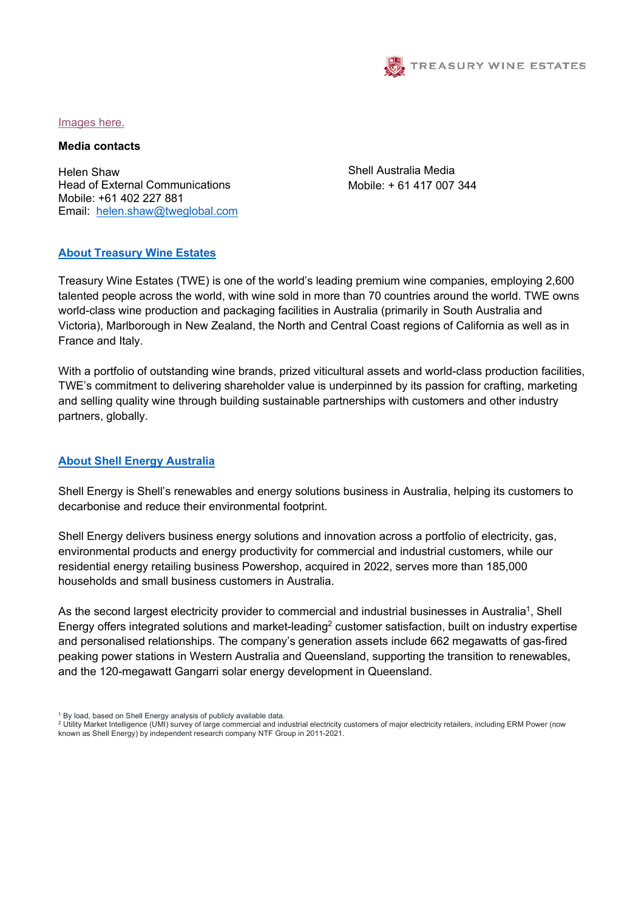Images here.

**Media contacts**

Helen Shaw
Head of External Communications
Mobile: +61 402 227 881
Email: helen.shaw@tweglobal.com

Shell Australia Media
Mobile: + 61 417 007 344

## About Treasury Wine Estates

Treasury Wine Estates (TWE) is one of the world's leading premium wine companies, employing 2,600 talented people across the world, with wine sold in more than 70 countries around the world. TWE owns world-class wine production and packaging facilities in Australia (primarily in South Australia and Victoria), Marlborough in New Zealand, the North and Central Coast regions of California as well as in France and Italy.

With a portfolio of outstanding wine brands, prized viticultural assets and world-class production facilities, TWE's commitment to delivering shareholder value is underpinned by its passion for crafting, marketing and selling quality wine through building sustainable partnerships with customers and other industry partners, globally.

## About Shell Energy Australia

Shell Energy is Shell's renewables and energy solutions business in Australia, helping its customers to decarbonise and reduce their environmental footprint.

Shell Energy delivers business energy solutions and innovation across a portfolio of electricity, gas, environmental products and energy productivity for commercial and industrial customers, while our residential energy retailing business Powershop, acquired in 2022, serves more than 185,000 households and small business customers in Australia.

As the second largest electricity provider to commercial and industrial businesses in Australia[1], Shell Energy offers integrated solutions and market-leading[2] customer satisfaction, built on industry expertise and personalised relationships. The company's generation assets include 662 megawatts of gas-fired peaking power stations in Western Australia and Queensland, supporting the transition to renewables, and the 120-megawatt Gangarri solar energy development in Queensland.

[1] By load, based on Shell Energy analysis of publicly available data.
[2] Utility Market Intelligence (UMI) survey of large commercial and industrial electricity customers of major electricity retailers, including ERM Power (now known as Shell Energy) by independent research company NTF Group in 2011-2021.